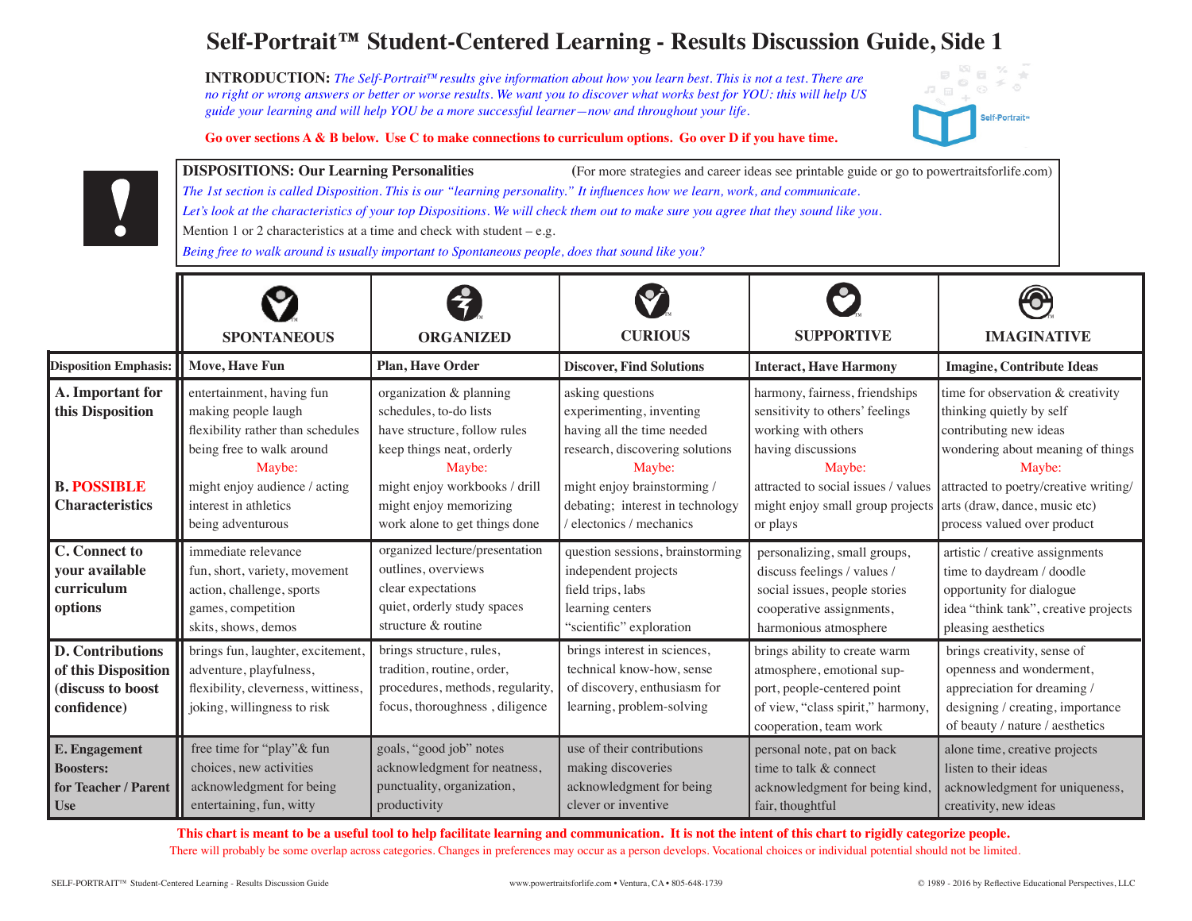# Self-Portrait™ Student-Centered Learning - Results Discussion Guide, Side 1

**INTRODUCTION:** *The Self-Portrait™ results give information about how you learn best. This is not a test. There are no right or wrong answers or better or worse results. We want you to discover what works best for YOU: this will help US guide your learning and will help YOU be a more successful learner—now and throughout your life.*

**Go over sections A & B below. Use C to make connections to curriculum options. Go over D if you have time.**

**DISPOSITIONS: Our Learning Personalities** (For more strategies and career ideas see printable guide or go to powertraitsforlife.com)

*The 1st section is called Disposition. This is our "learning personality." It influences how we learn, work, and communicate.*

*Let's look at the characteristics of your top Dispositions. We will check them out to make sure you agree that they sound like you.*

Mention 1 or 2 characteristics at a time and check with student – e.g.

*Being free to walk around is usually important to Spontaneous people, does that sound like you?*

| | SPONTANEOUS | ORGANIZED | CURIOUS | SUPPORTIVE | IMAGINATIVE |
|---|---|---|---|---|---|
| **Disposition Emphasis:** | **Move, Have Fun** | **Plan, Have Order** | **Discover, Find Solutions** | **Interact, Have Harmony** | **Imagine, Contribute Ideas** |
| **A. Important for this Disposition** | entertainment, having fun<br>making people laugh<br>flexibility rather than schedules<br>being free to walk around | organization & planning<br>schedules, to-do lists<br>have structure, follow rules<br>keep things neat, orderly | asking questions<br>experimenting, inventing<br>having all the time needed<br>research, discovering solutions | harmony, fairness, friendships<br>sensitivity to others' feelings<br>working with others<br>having discussions | time for observation & creativity<br>thinking quietly by self<br>contributing new ideas<br>wondering about meaning of things |
| **B. POSSIBLE Characteristics** | Maybe:<br>might enjoy audience / acting<br>interest in athletics<br>being adventurous | Maybe:<br>might enjoy workbooks / drill<br>might enjoy memorizing<br>work alone to get things done | Maybe:<br>might enjoy brainstorming / debating; interest in technology / electonics / mechanics | Maybe:<br>attracted to social issues / values<br>might enjoy small group projects or plays | Maybe:<br>attracted to poetry/creative writing/ arts (draw, dance, music etc)<br>process valued over product |
| **C. Connect to your available curriculum options** | immediate relevance<br>fun, short, variety, movement<br>action, challenge, sports<br>games, competition<br>skits, shows, demos | organized lecture/presentation<br>outlines, overviews<br>clear expectations<br>quiet, orderly study spaces<br>structure & routine | question sessions, brainstorming<br>independent projects<br>field trips, labs<br>learning centers<br>"scientific" exploration | personalizing, small groups,<br>discuss feelings / values /<br>social issues, people stories<br>cooperative assignments,<br>harmonious atmosphere | artistic / creative assignments<br>time to daydream / doodle<br>opportunity for dialogue<br>idea "think tank", creative projects<br>pleasing aesthetics |
| **D. Contributions of this Disposition (discuss to boost confidence)** | brings fun, laughter, excitement, adventure, playfulness, flexibility, cleverness, wittiness, joking, willingness to risk | brings structure, rules, tradition, routine, order, procedures, methods, regularity, focus, thoroughness , diligence | brings interest in sciences, technical know-how, sense of discovery, enthusiasm for learning, problem-solving | brings ability to create warm atmosphere, emotional support, people-centered point of view, "class spirit," harmony, cooperation, team work | brings creativity, sense of openness and wonderment, appreciation for dreaming / designing / creating, importance of beauty / nature / aesthetics |
| **E. Engagement Boosters: for Teacher / Parent Use** | free time for "play"& fun<br>choices, new activities<br>acknowledgment for being entertaining, fun, witty | goals, "good job" notes<br>acknowledgment for neatness, punctuality, organization, productivity | use of their contributions<br>making discoveries<br>acknowledgment for being clever or inventive | personal note, pat on back<br>time to talk & connect<br>acknowledgment for being kind, fair, thoughtful | alone time, creative projects<br>listen to their ideas<br>acknowledgment for uniqueness, creativity, new ideas |

**This chart is meant to be a useful tool to help facilitate learning and communication. It is not the intent of this chart to rigidly categorize people.**

There will probably be some overlap across categories. Changes in preferences may occur as a person develops. Vocational choices or individual potential should not be limited.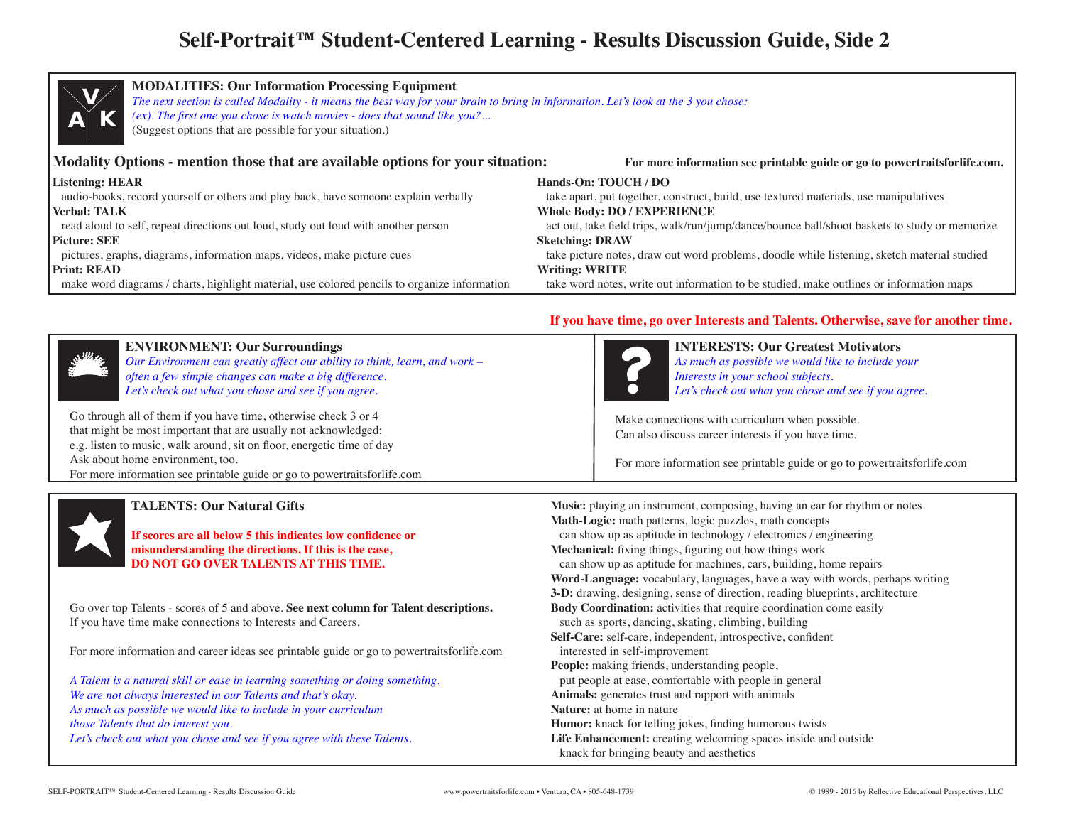# Self-Portrait™ Student-Centered Learning - Results Discussion Guide, Side 2

## MODALITIES: Our Information Processing Equipment

*The next section is called Modality - it means the best way for your brain to bring in information. Let's look at the 3 you chose:*
*(ex). The first one you chose is watch movies - does that sound like you?...*
(Suggest options that are possible for your situation.)

### Modality Options - mention those that are available options for your situation:

**For more information see printable guide or go to powertraitsforlife.com.**

**Listening: HEAR**
audio-books, record yourself or others and play back, have someone explain verbally

**Verbal: TALK**
read aloud to self, repeat directions out loud, study out loud with another person

**Picture: SEE**
pictures, graphs, diagrams, information maps, videos, make picture cues

**Print: READ**
make word diagrams / charts, highlight material, use colored pencils to organize information

**Hands-On: TOUCH / DO**
take apart, put together, construct, build, use textured materials, use manipulatives

**Whole Body: DO / EXPERIENCE**
act out, take field trips, walk/run/jump/dance/bounce ball/shoot baskets to study or memorize

**Sketching: DRAW**
take picture notes, draw out word problems, doodle while listening, sketch material studied

**Writing: WRITE**
take word notes, write out information to be studied, make outlines or information maps

**If you have time, go over Interests and Talents. Otherwise, save for another time.**

## ENVIRONMENT: Our Surroundings

*Our Environment can greatly affect our ability to think, learn, and work – often a few simple changes can make a big difference.*
*Let's check out what you chose and see if you agree.*

Go through all of them if you have time, otherwise check 3 or 4 that might be most important that are usually not acknowledged:
e.g. listen to music, walk around, sit on floor, energetic time of day
Ask about home environment, too.
For more information see printable guide or go to powertraitsforlife.com

## INTERESTS: Our Greatest Motivators

*As much as possible we would like to include your Interests in your school subjects.*
*Let's check out what you chose and see if you agree.*

Make connections with curriculum when possible.
Can also discuss career interests if you have time.

For more information see printable guide or go to powertraitsforlife.com

## TALENTS: Our Natural Gifts

**If scores are all below 5 this indicates low confidence or misunderstanding the directions. If this is the case, DO NOT GO OVER TALENTS AT THIS TIME.**

Go over top Talents - scores of 5 and above. **See next column for Talent descriptions.**
If you have time make connections to Interests and Careers.

For more information and career ideas see printable guide or go to powertraitsforlife.com

*A Talent is a natural skill or ease in learning something or doing something.*
*We are not always interested in our Talents and that's okay.*
*As much as possible we would like to include in your curriculum those Talents that do interest you.*
*Let's check out what you chose and see if you agree with these Talents.*

**Music:** playing an instrument, composing, having an ear for rhythm or notes
**Math-Logic:** math patterns, logic puzzles, math concepts
can show up as aptitude in technology / electronics / engineering
**Mechanical:** fixing things, figuring out how things work
can show up as aptitude for machines, cars, building, home repairs
**Word-Language:** vocabulary, languages, have a way with words, perhaps writing
**3-D:** drawing, designing, sense of direction, reading blueprints, architecture
**Body Coordination:** activities that require coordination come easily
such as sports, dancing, skating, climbing, building
**Self-Care:** self-care, independent, introspective, confident
interested in self-improvement
**People:** making friends, understanding people,
put people at ease, comfortable with people in general
**Animals:** generates trust and rapport with animals
**Nature:** at home in nature
**Humor:** knack for telling jokes, finding humorous twists
**Life Enhancement:** creating welcoming spaces inside and outside
knack for bringing beauty and aesthetics